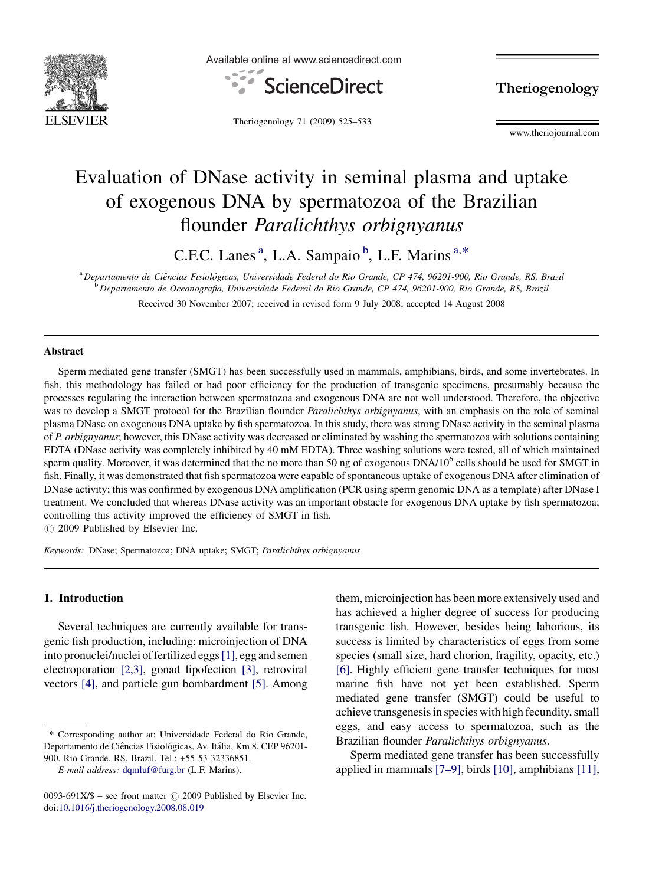# Evaluation of DNase activity in seminal plasma and uptake of exogenous DNA by spermatozoa of the Brazilian flounder *Paralichthys orbignyanus*

C.F.C. Lanes [a], L.A. Sampaio [b], L.F. Marins [a,*]

[a] Departamento de Ciências Fisiológicas, Universidade Federal do Rio Grande, CP 474, 96201-900, Rio Grande, RS, Brazil

[b] Departamento de Oceanografia, Universidade Federal do Rio Grande, CP 474, 96201-900, Rio Grande, RS, Brazil

Received 30 November 2007; received in revised form 9 July 2008; accepted 14 August 2008

## Abstract

Sperm mediated gene transfer (SMGT) has been successfully used in mammals, amphibians, birds, and some invertebrates. In fish, this methodology has failed or had poor efficiency for the production of transgenic specimens, presumably because the processes regulating the interaction between spermatozoa and exogenous DNA are not well understood. Therefore, the objective was to develop a SMGT protocol for the Brazilian flounder *Paralichthys orbignyanus*, with an emphasis on the role of seminal plasma DNase on exogenous DNA uptake by fish spermatozoa. In this study, there was strong DNase activity in the seminal plasma of *P. orbignyanus*; however, this DNase activity was decreased or eliminated by washing the spermatozoa with solutions containing EDTA (DNase activity was completely inhibited by 40 mM EDTA). Three washing solutions were tested, all of which maintained sperm quality. Moreover, it was determined that the no more than 50 ng of exogenous DNA/$10^6$ cells should be used for SMGT in fish. Finally, it was demonstrated that fish spermatozoa were capable of spontaneous uptake of exogenous DNA after elimination of DNase activity; this was confirmed by exogenous DNA amplification (PCR using sperm genomic DNA as a template) after DNase I treatment. We concluded that whereas DNase activity was an important obstacle for exogenous DNA uptake by fish spermatozoa; controlling this activity improved the efficiency of SMGT in fish.

© 2009 Published by Elsevier Inc.

*Keywords:* DNase; Spermatozoa; DNA uptake; SMGT; *Paralichthys orbignyanus*

## 1. Introduction

Several techniques are currently available for transgenic fish production, including: microinjection of DNA into pronuclei/nuclei of fertilized eggs [1], egg and semen electroporation [2,3], gonad lipofection [3], retroviral vectors [4], and particle gun bombardment [5]. Among them, microinjection has been more extensively used and has achieved a higher degree of success for producing transgenic fish. However, besides being laborious, its success is limited by characteristics of eggs from some species (small size, hard chorion, fragility, opacity, etc.) [6]. Highly efficient gene transfer techniques for most marine fish have not yet been established. Sperm mediated gene transfer (SMGT) could be useful to achieve transgenesis in species with high fecundity, small eggs, and easy access to spermatozoa, such as the Brazilian flounder *Paralichthys orbignyanus*.

Sperm mediated gene transfer has been successfully applied in mammals [7–9], birds [10], amphibians [11],

* Corresponding author at: Universidade Federal do Rio Grande, Departamento de Ciências Fisiológicas, Av. Itália, Km 8, CEP 96201-900, Rio Grande, RS, Brazil. Tel.: +55 53 32336851.

*E-mail address:* dqmluf@furg.br (L.F. Marins).

0093-691X/$ – see front matter © 2009 Published by Elsevier Inc.
doi:10.1016/j.theriogenology.2008.08.019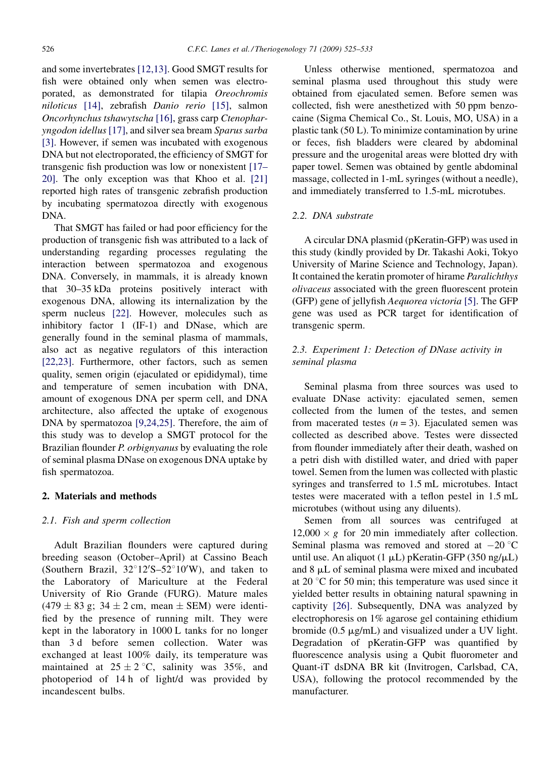and some invertebrates [12,13]. Good SMGT results for fish were obtained only when semen was electroporated, as demonstrated for tilapia *Oreochromis niloticus* [14], zebrafish *Danio rerio* [15], salmon *Oncorhynchus tshawytscha* [16], grass carp *Ctenopharyngodon idellus* [17], and silver sea bream *Sparus sarba* [3]. However, if semen was incubated with exogenous DNA but not electroporated, the efficiency of SMGT for transgenic fish production was low or nonexistent [17–20]. The only exception was that Khoo et al. [21] reported high rates of transgenic zebrafish production by incubating spermatozoa directly with exogenous DNA.

That SMGT has failed or had poor efficiency for the production of transgenic fish was attributed to a lack of understanding regarding processes regulating the interaction between spermatozoa and exogenous DNA. Conversely, in mammals, it is already known that 30–35 kDa proteins positively interact with exogenous DNA, allowing its internalization by the sperm nucleus [22]. However, molecules such as inhibitory factor 1 (IF-1) and DNase, which are generally found in the seminal plasma of mammals, also act as negative regulators of this interaction [22,23]. Furthermore, other factors, such as semen quality, semen origin (ejaculated or epididymal), time and temperature of semen incubation with DNA, amount of exogenous DNA per sperm cell, and DNA architecture, also affected the uptake of exogenous DNA by spermatozoa [9,24,25]. Therefore, the aim of this study was to develop a SMGT protocol for the Brazilian flounder *P. orbignyanus* by evaluating the role of seminal plasma DNase on exogenous DNA uptake by fish spermatozoa.

## 2. Materials and methods

### 2.1. Fish and sperm collection

Adult Brazilian flounders were captured during breeding season (October–April) at Cassino Beach (Southern Brazil, 32°12′S–52°10′W), and taken to the Laboratory of Mariculture at the Federal University of Rio Grande (FURG). Mature males ($479 \pm 83$ g; $34 \pm 2$ cm, mean ± SEM) were identified by the presence of running milt. They were kept in the laboratory in 1000 L tanks for no longer than 3 d before semen collection. Water was exchanged at least 100% daily, its temperature was maintained at $25 \pm 2$ °C, salinity was 35%, and photoperiod of 14 h of light/d was provided by incandescent bulbs.

Unless otherwise mentioned, spermatozoa and seminal plasma used throughout this study were obtained from ejaculated semen. Before semen was collected, fish were anesthetized with 50 ppm benzocaine (Sigma Chemical Co., St. Louis, MO, USA) in a plastic tank (50 L). To minimize contamination by urine or feces, fish bladders were cleared by abdominal pressure and the urogenital areas were blotted dry with paper towel. Semen was obtained by gentle abdominal massage, collected in 1-mL syringes (without a needle), and immediately transferred to 1.5-mL microtubes.

### 2.2. DNA substrate

A circular DNA plasmid (pKeratin-GFP) was used in this study (kindly provided by Dr. Takashi Aoki, Tokyo University of Marine Science and Technology, Japan). It contained the keratin promoter of hirame *Paralichthys olivaceus* associated with the green fluorescent protein (GFP) gene of jellyfish *Aequorea victoria* [5]. The GFP gene was used as PCR target for identification of transgenic sperm.

### 2.3. Experiment 1: Detection of DNase activity in seminal plasma

Seminal plasma from three sources was used to evaluate DNase activity: ejaculated semen, semen collected from the lumen of the testes, and semen from macerated testes ($n = 3$). Ejaculated semen was collected as described above. Testes were dissected from flounder immediately after their death, washed on a petri dish with distilled water, and dried with paper towel. Semen from the lumen was collected with plastic syringes and transferred to 1.5 mL microtubes. Intact testes were macerated with a teflon pestel in 1.5 mL microtubes (without using any diluents).

Semen from all sources was centrifuged at $12{,}000 \times g$ for 20 min immediately after collection. Seminal plasma was removed and stored at −20 °C until use. An aliquot (1 μL) pKeratin-GFP (350 ng/μL) and 8 μL of seminal plasma were mixed and incubated at 20 °C for 50 min; this temperature was used since it yielded better results in obtaining natural spawning in captivity [26]. Subsequently, DNA was analyzed by electrophoresis on 1% agarose gel containing ethidium bromide (0.5 μg/mL) and visualized under a UV light. Degradation of pKeratin-GFP was quantified by fluorescence analysis using a Qubit fluorometer and Quant-iT dsDNA BR kit (Invitrogen, Carlsbad, CA, USA), following the protocol recommended by the manufacturer.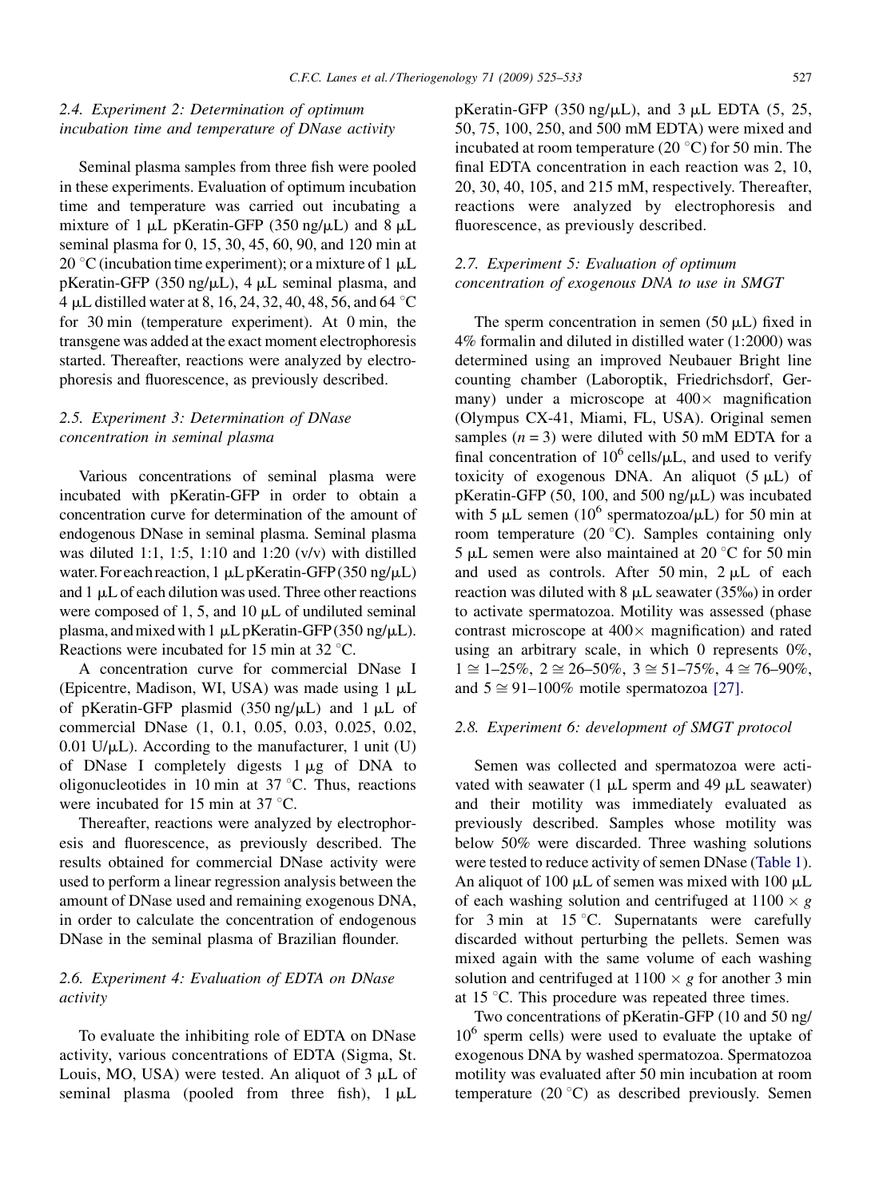### 2.4. Experiment 2: Determination of optimum incubation time and temperature of DNase activity

Seminal plasma samples from three fish were pooled in these experiments. Evaluation of optimum incubation time and temperature was carried out incubating a mixture of 1 μL pKeratin-GFP (350 ng/μL) and 8 μL seminal plasma for 0, 15, 30, 45, 60, 90, and 120 min at 20 °C (incubation time experiment); or a mixture of 1 μL pKeratin-GFP (350 ng/μL), 4 μL seminal plasma, and 4 μL distilled water at 8, 16, 24, 32, 40, 48, 56, and 64 °C for 30 min (temperature experiment). At 0 min, the transgene was added at the exact moment electrophoresis started. Thereafter, reactions were analyzed by electrophoresis and fluorescence, as previously described.

### 2.5. Experiment 3: Determination of DNase concentration in seminal plasma

Various concentrations of seminal plasma were incubated with pKeratin-GFP in order to obtain a concentration curve for determination of the amount of endogenous DNase in seminal plasma. Seminal plasma was diluted 1:1, 1:5, 1:10 and 1:20 (v/v) with distilled water. For each reaction, 1 μL pKeratin-GFP (350 ng/μL) and 1 μL of each dilution was used. Three other reactions were composed of 1, 5, and 10 μL of undiluted seminal plasma, and mixed with 1 μL pKeratin-GFP (350 ng/μL). Reactions were incubated for 15 min at 32 °C.

A concentration curve for commercial DNase I (Epicentre, Madison, WI, USA) was made using 1 μL of pKeratin-GFP plasmid (350 ng/μL) and 1 μL of commercial DNase (1, 0.1, 0.05, 0.03, 0.025, 0.02, 0.01 U/μL). According to the manufacturer, 1 unit (U) of DNase I completely digests 1 μg of DNA to oligonucleotides in 10 min at 37 °C. Thus, reactions were incubated for 15 min at 37 °C.

Thereafter, reactions were analyzed by electrophoresis and fluorescence, as previously described. The results obtained for commercial DNase activity were used to perform a linear regression analysis between the amount of DNase used and remaining exogenous DNA, in order to calculate the concentration of endogenous DNase in the seminal plasma of Brazilian flounder.

### 2.6. Experiment 4: Evaluation of EDTA on DNase activity

To evaluate the inhibiting role of EDTA on DNase activity, various concentrations of EDTA (Sigma, St. Louis, MO, USA) were tested. An aliquot of 3 μL of seminal plasma (pooled from three fish), 1 μL pKeratin-GFP (350 ng/μL), and 3 μL EDTA (5, 25, 50, 75, 100, 250, and 500 mM EDTA) were mixed and incubated at room temperature (20 °C) for 50 min. The final EDTA concentration in each reaction was 2, 10, 20, 30, 40, 105, and 215 mM, respectively. Thereafter, reactions were analyzed by electrophoresis and fluorescence, as previously described.

### 2.7. Experiment 5: Evaluation of optimum concentration of exogenous DNA to use in SMGT

The sperm concentration in semen (50 μL) fixed in 4% formalin and diluted in distilled water (1:2000) was determined using an improved Neubauer Bright line counting chamber (Laboroptik, Friedrichsdorf, Germany) under a microscope at 400× magnification (Olympus CX-41, Miami, FL, USA). Original semen samples ($n = 3$) were diluted with 50 mM EDTA for a final concentration of $10^6$ cells/μL, and used to verify toxicity of exogenous DNA. An aliquot (5 μL) of pKeratin-GFP (50, 100, and 500 ng/μL) was incubated with 5 μL semen ($10^6$ spermatozoa/μL) for 50 min at room temperature (20 °C). Samples containing only 5 μL semen were also maintained at 20 °C for 50 min and used as controls. After 50 min, 2 μL of each reaction was diluted with 8 μL seawater (35‰) in order to activate spermatozoa. Motility was assessed (phase contrast microscope at 400× magnification) and rated using an arbitrary scale, in which 0 represents 0%, 1 ≅ 1–25%, 2 ≅ 26–50%, 3 ≅ 51–75%, 4 ≅ 76–90%, and 5 ≅ 91–100% motile spermatozoa [27].

### 2.8. Experiment 6: development of SMGT protocol

Semen was collected and spermatozoa were activated with seawater (1 μL sperm and 49 μL seawater) and their motility was immediately evaluated as previously described. Samples whose motility was below 50% were discarded. Three washing solutions were tested to reduce activity of semen DNase (Table 1). An aliquot of 100 μL of semen was mixed with 100 μL of each washing solution and centrifuged at 1100 × g for 3 min at 15 °C. Supernatants were carefully discarded without perturbing the pellets. Semen was mixed again with the same volume of each washing solution and centrifuged at 1100 × g for another 3 min at 15 °C. This procedure was repeated three times.

Two concentrations of pKeratin-GFP (10 and 50 ng/$10^6$ sperm cells) were used to evaluate the uptake of exogenous DNA by washed spermatozoa. Spermatozoa motility was evaluated after 50 min incubation at room temperature (20 °C) as described previously. Semen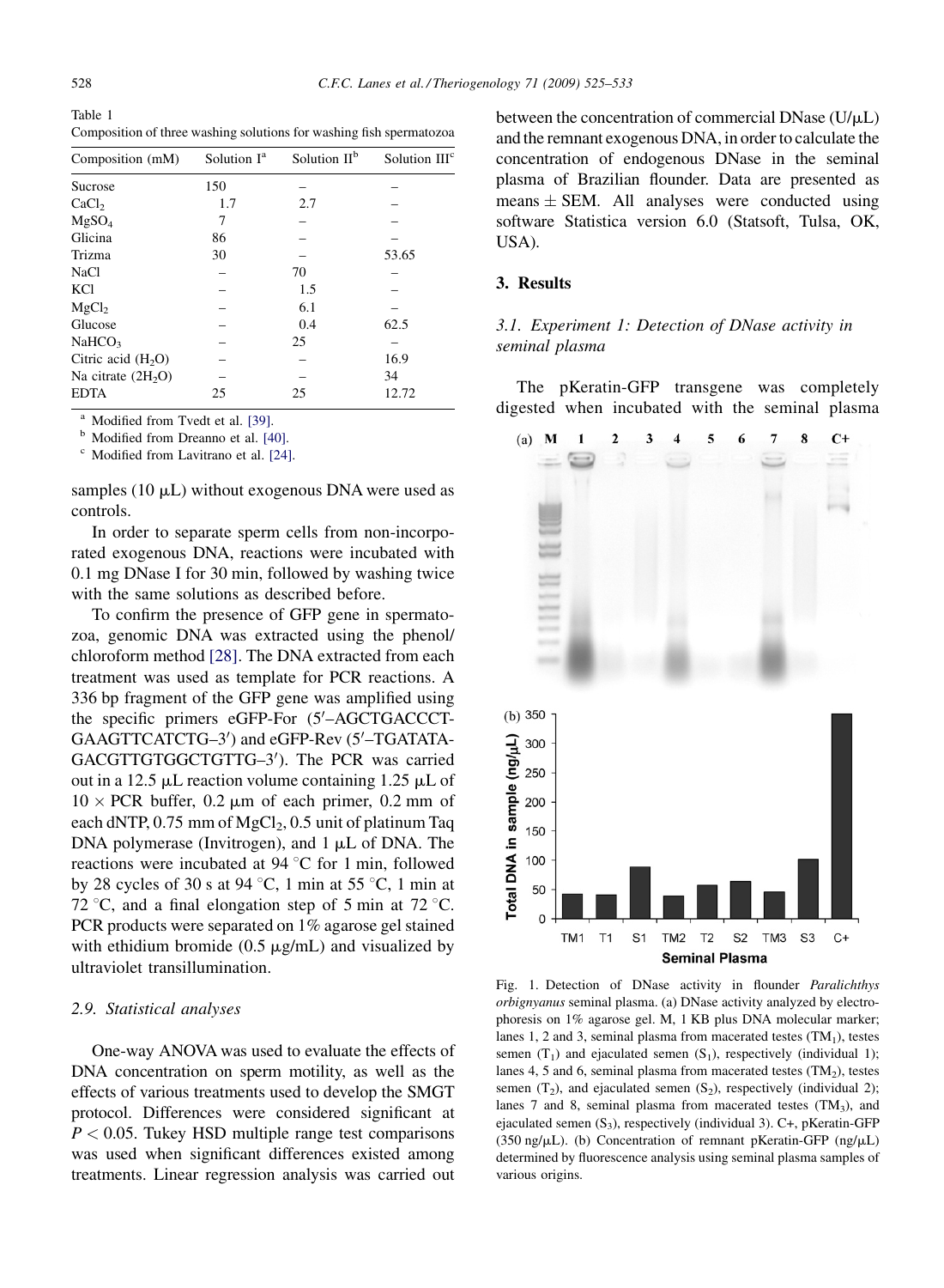Table 1
Composition of three washing solutions for washing fish spermatozoa

| Composition (mM) | Solution I[a] | Solution II[b] | Solution III[c] |
|---|---|---|---|
| Sucrose | 150 | – | – |
| $CaCl_2$ | 1.7 | 2.7 | – |
| $MgSO_4$ | 7 | – | – |
| Glicina | 86 | – | – |
| Trizma | 30 | – | 53.65 |
| NaCl | – | 70 | – |
| KCl | – | 1.5 | – |
| $MgCl_2$ | – | 6.1 | – |
| Glucose | – | 0.4 | 62.5 |
| $NaHCO_3$ | – | 25 | – |
| Citric acid ($H_2O$) | – | – | 16.9 |
| Na citrate ($2H_2O$) | – | – | 34 |
| EDTA | 25 | 25 | 12.72 |

[a] Modified from Tvedt et al. [39].
[b] Modified from Dreanno et al. [40].
[c] Modified from Lavitrano et al. [24].

samples (10 μL) without exogenous DNA were used as controls.

In order to separate sperm cells from non-incorporated exogenous DNA, reactions were incubated with 0.1 mg DNase I for 30 min, followed by washing twice with the same solutions as described before.

To confirm the presence of GFP gene in spermatozoa, genomic DNA was extracted using the phenol/chloroform method [28]. The DNA extracted from each treatment was used as template for PCR reactions. A 336 bp fragment of the GFP gene was amplified using the specific primers eGFP-For (5′–AGCTGACCCT-GAAGTTCATCTG–3′) and eGFP-Rev (5′–TGATATA-GACGTTGTGGCTGTTG–3′). The PCR was carried out in a 12.5 μL reaction volume containing 1.25 μL of 10 × PCR buffer, 0.2 μm of each primer, 0.2 mm of each dNTP, 0.75 mm of $MgCl_2$, 0.5 unit of platinum Taq DNA polymerase (Invitrogen), and 1 μL of DNA. The reactions were incubated at 94 °C for 1 min, followed by 28 cycles of 30 s at 94 °C, 1 min at 55 °C, 1 min at 72 °C, and a final elongation step of 5 min at 72 °C. PCR products were separated on 1% agarose gel stained with ethidium bromide (0.5 μg/mL) and visualized by ultraviolet transillumination.

### 2.9. Statistical analyses

One-way ANOVA was used to evaluate the effects of DNA concentration on sperm motility, as well as the effects of various treatments used to develop the SMGT protocol. Differences were considered significant at $P < 0.05$. Tukey HSD multiple range test comparisons was used when significant differences existed among treatments. Linear regression analysis was carried out between the concentration of commercial DNase (U/μL) and the remnant exogenous DNA, in order to calculate the concentration of endogenous DNase in the seminal plasma of Brazilian flounder. Data are presented as means ± SEM. All analyses were conducted using software Statistica version 6.0 (Statsoft, Tulsa, OK, USA).

## 3. Results

### 3.1. Experiment 1: Detection of DNase activity in seminal plasma

The pKeratin-GFP transgene was completely digested when incubated with the seminal plasma

Fig. 1. Detection of DNase activity in flounder *Paralichthys orbignyanus* seminal plasma. (a) DNase activity analyzed by electrophoresis on 1% agarose gel. M, 1 KB plus DNA molecular marker; lanes 1, 2 and 3, seminal plasma from macerated testes ($TM_1$), testes semen ($T_1$) and ejaculated semen ($S_1$), respectively (individual 1); lanes 4, 5 and 6, seminal plasma from macerated testes ($TM_2$), testes semen ($T_2$), and ejaculated semen ($S_2$), respectively (individual 2); lanes 7 and 8, seminal plasma from macerated testes ($TM_3$), and ejaculated semen ($S_3$), respectively (individual 3). C+, pKeratin-GFP (350 ng/μL). (b) Concentration of remnant pKeratin-GFP (ng/μL) determined by fluorescence analysis using seminal plasma samples of various origins.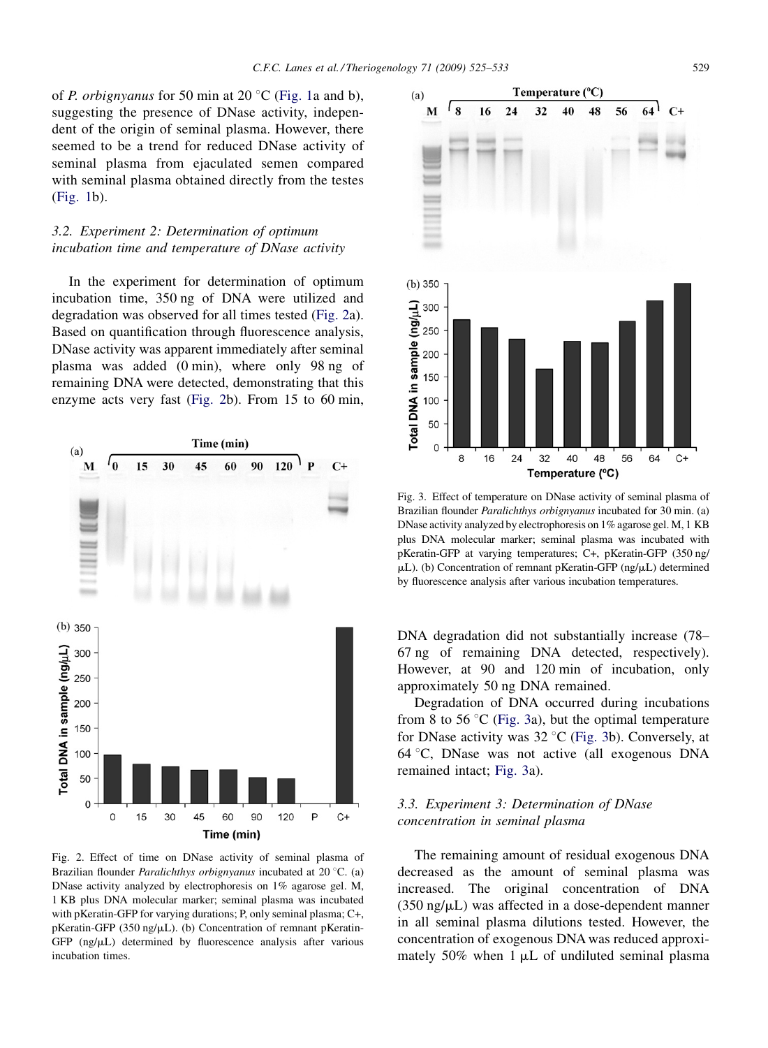of *P. orbignyanus* for 50 min at 20 °C (Fig. 1a and b), suggesting the presence of DNase activity, independent of the origin of seminal plasma. However, there seemed to be a trend for reduced DNase activity of seminal plasma from ejaculated semen compared with seminal plasma obtained directly from the testes (Fig. 1b).

### 3.2. Experiment 2: Determination of optimum incubation time and temperature of DNase activity

In the experiment for determination of optimum incubation time, 350 ng of DNA were utilized and degradation was observed for all times tested (Fig. 2a). Based on quantification through fluorescence analysis, DNase activity was apparent immediately after seminal plasma was added (0 min), where only 98 ng of remaining DNA were detected, demonstrating that this enzyme acts very fast (Fig. 2b). From 15 to 60 min, DNA degradation did not substantially increase (78–67 ng of remaining DNA detected, respectively). However, at 90 and 120 min of incubation, only approximately 50 ng DNA remained.

Fig. 2. Effect of time on DNase activity of seminal plasma of Brazilian flounder *Paralichthys orbignyanus* incubated at 20 °C. (a) DNase activity analyzed by electrophoresis on 1% agarose gel. M, 1 KB plus DNA molecular marker; seminal plasma was incubated with pKeratin-GFP for varying durations; P, only seminal plasma; C+, pKeratin-GFP (350 ng/μL). (b) Concentration of remnant pKeratin-GFP (ng/μL) determined by fluorescence analysis after various incubation times.

Degradation of DNA occurred during incubations from 8 to 56 °C (Fig. 3a), but the optimal temperature for DNase activity was 32 °C (Fig. 3b). Conversely, at 64 °C, DNase was not active (all exogenous DNA remained intact; Fig. 3a).

Fig. 3. Effect of temperature on DNase activity of seminal plasma of Brazilian flounder *Paralichthys orbignyanus* incubated for 30 min. (a) DNase activity analyzed by electrophoresis on 1% agarose gel. M, 1 KB plus DNA molecular marker; seminal plasma was incubated with pKeratin-GFP at varying temperatures; C+, pKeratin-GFP (350 ng/μL). (b) Concentration of remnant pKeratin-GFP (ng/μL) determined by fluorescence analysis after various incubation temperatures.

### 3.3. Experiment 3: Determination of DNase concentration in seminal plasma

The remaining amount of residual exogenous DNA decreased as the amount of seminal plasma was increased. The original concentration of DNA (350 ng/μL) was affected in a dose-dependent manner in all seminal plasma dilutions tested. However, the concentration of exogenous DNA was reduced approximately 50% when 1 μL of undiluted seminal plasma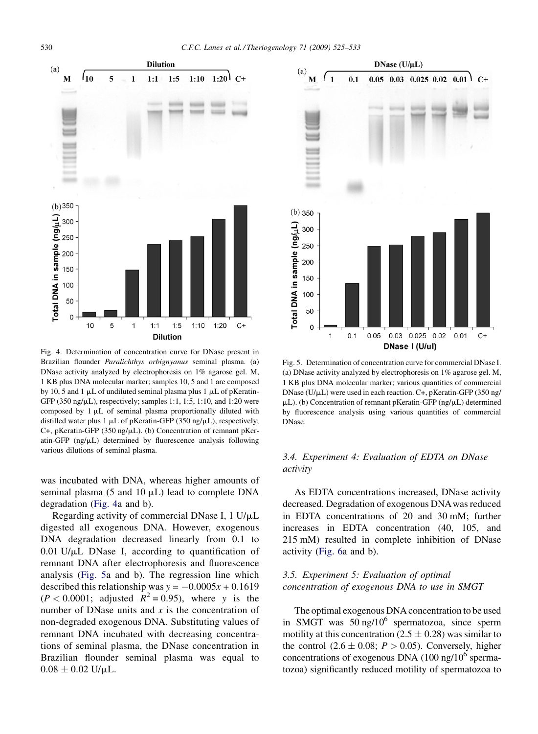Fig. 4. Determination of concentration curve for DNase present in Brazilian flounder *Paralichthys orbignyanus* seminal plasma. (a) DNase activity analyzed by electrophoresis on 1% agarose gel. M, 1 KB plus DNA molecular marker; samples 10, 5 and 1 are composed by 10, 5 and 1 μL of undiluted seminal plasma plus 1 μL of pKeratin-GFP (350 ng/μL), respectively; samples 1:1, 1:5, 1:10, and 1:20 were composed by 1 μL of seminal plasma proportionally diluted with distilled water plus 1 μL of pKeratin-GFP (350 ng/μL), respectively; C+, pKeratin-GFP (350 ng/μL). (b) Concentration of remnant pKeratin-GFP (ng/μL) determined by fluorescence analysis following various dilutions of seminal plasma.

Fig. 5. Determination of concentration curve for commercial DNase I. (a) DNase activity analyzed by electrophoresis on 1% agarose gel. M, 1 KB plus DNA molecular marker; various quantities of commercial DNase (U/μL) were used in each reaction. C+, pKeratin-GFP (350 ng/μL). (b) Concentration of remnant pKeratin-GFP (ng/μL) determined by fluorescence analysis using various quantities of commercial DNase.

was incubated with DNA, whereas higher amounts of seminal plasma (5 and 10 μL) lead to complete DNA degradation (Fig. 4a and b).

Regarding activity of commercial DNase I, 1 U/μL digested all exogenous DNA. However, exogenous DNA degradation decreased linearly from 0.1 to 0.01 U/μL DNase I, according to quantification of remnant DNA after electrophoresis and fluorescence analysis (Fig. 5a and b). The regression line which described this relationship was $y = -0.0005x + 0.1619$ ($P < 0.0001$; adjusted $R^2 = 0.95$), where $y$ is the number of DNase units and $x$ is the concentration of non-degraded exogenous DNA. Substituting values of remnant DNA incubated with decreasing concentrations of seminal plasma, the DNase concentration in Brazilian flounder seminal plasma was equal to $0.08 \pm 0.02$ U/μL.

### 3.4. Experiment 4: Evaluation of EDTA on DNase activity

As EDTA concentrations increased, DNase activity decreased. Degradation of exogenous DNA was reduced in EDTA concentrations of 20 and 30 mM; further increases in EDTA concentration (40, 105, and 215 mM) resulted in complete inhibition of DNase activity (Fig. 6a and b).

### 3.5. Experiment 5: Evaluation of optimal concentration of exogenous DNA to use in SMGT

The optimal exogenous DNA concentration to be used in SMGT was 50 ng/$10^6$ spermatozoa, since sperm motility at this concentration ($2.5 \pm 0.28$) was similar to the control ($2.6 \pm 0.08$; $P > 0.05$). Conversely, higher concentrations of exogenous DNA (100 ng/$10^6$ spermatozoa) significantly reduced motility of spermatozoa to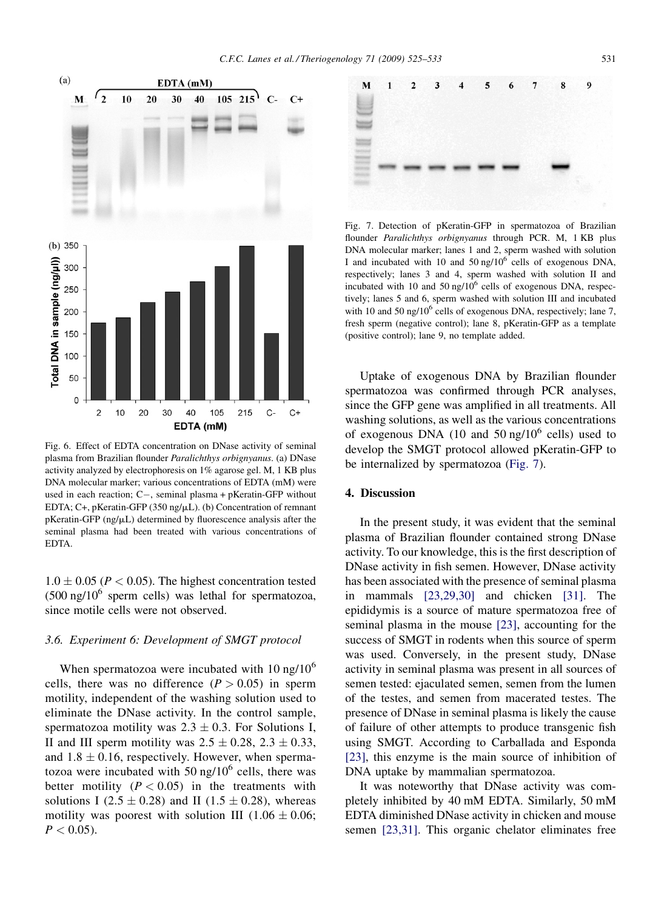Fig. 6. Effect of EDTA concentration on DNase activity of seminal plasma from Brazilian flounder *Paralichthys orbignyanus*. (a) DNase activity analyzed by electrophoresis on 1% agarose gel. M, 1 KB plus DNA molecular marker; various concentrations of EDTA (mM) were used in each reaction; C−, seminal plasma + pKeratin-GFP without EDTA; C+, pKeratin-GFP (350 ng/μL). (b) Concentration of remnant pKeratin-GFP (ng/μL) determined by fluorescence analysis after the seminal plasma had been treated with various concentrations of EDTA.

$1.0 \pm 0.05$ ($P < 0.05$). The highest concentration tested (500 ng/$10^6$ sperm cells) was lethal for spermatozoa, since motile cells were not observed.

### 3.6. Experiment 6: Development of SMGT protocol

When spermatozoa were incubated with 10 ng/$10^6$ cells, there was no difference ($P > 0.05$) in sperm motility, independent of the washing solution used to eliminate the DNase activity. In the control sample, spermatozoa motility was $2.3 \pm 0.3$. For Solutions I, II and III sperm motility was $2.5 \pm 0.28$, $2.3 \pm 0.33$, and $1.8 \pm 0.16$, respectively. However, when spermatozoa were incubated with 50 ng/$10^6$ cells, there was better motility ($P < 0.05$) in the treatments with solutions I ($2.5 \pm 0.28$) and II ($1.5 \pm 0.28$), whereas motility was poorest with solution III ($1.06 \pm 0.06$; $P < 0.05$).

Fig. 7. Detection of pKeratin-GFP in spermatozoa of Brazilian flounder *Paralichthys orbignyanus* through PCR. M, 1 KB plus DNA molecular marker; lanes 1 and 2, sperm washed with solution I and incubated with 10 and 50 ng/$10^6$ cells of exogenous DNA, respectively; lanes 3 and 4, sperm washed with solution II and incubated with 10 and 50 ng/$10^6$ cells of exogenous DNA, respectively; lanes 5 and 6, sperm washed with solution III and incubated with 10 and 50 ng/$10^6$ cells of exogenous DNA, respectively; lane 7, fresh sperm (negative control); lane 8, pKeratin-GFP as a template (positive control); lane 9, no template added.

Uptake of exogenous DNA by Brazilian flounder spermatozoa was confirmed through PCR analyses, since the GFP gene was amplified in all treatments. All washing solutions, as well as the various concentrations of exogenous DNA (10 and 50 ng/$10^6$ cells) used to develop the SMGT protocol allowed pKeratin-GFP to be internalized by spermatozoa (Fig. 7).

## 4. Discussion

In the present study, it was evident that the seminal plasma of Brazilian flounder contained strong DNase activity. To our knowledge, this is the first description of DNase activity in fish semen. However, DNase activity has been associated with the presence of seminal plasma in mammals [23,29,30] and chicken [31]. The epididymis is a source of mature spermatozoa free of seminal plasma in the mouse [23], accounting for the success of SMGT in rodents when this source of sperm was used. Conversely, in the present study, DNase activity in seminal plasma was present in all sources of semen tested: ejaculated semen, semen from the lumen of the testes, and semen from macerated testes. The presence of DNase in seminal plasma is likely the cause of failure of other attempts to produce transgenic fish using SMGT. According to Carballada and Esponda [23], this enzyme is the main source of inhibition of DNA uptake by mammalian spermatozoa.

It was noteworthy that DNase activity was completely inhibited by 40 mM EDTA. Similarly, 50 mM EDTA diminished DNase activity in chicken and mouse semen [23,31]. This organic chelator eliminates free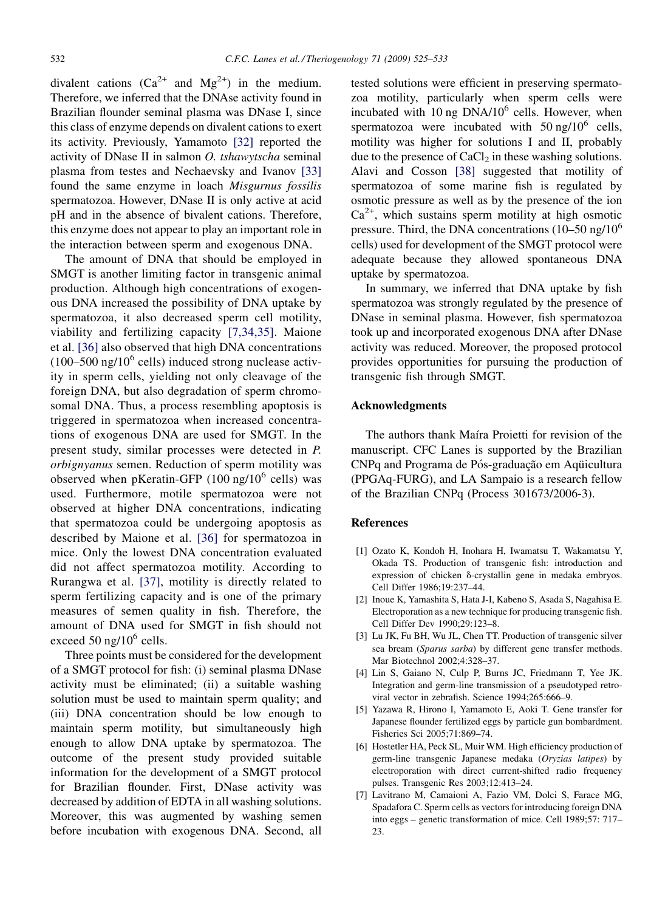divalent cations ($Ca^{2+}$ and $Mg^{2+}$) in the medium. Therefore, we inferred that the DNAse activity found in Brazilian flounder seminal plasma was DNase I, since this class of enzyme depends on divalent cations to exert its activity. Previously, Yamamoto [32] reported the activity of DNase II in salmon *O. tshawytscha* seminal plasma from testes and Nechaevsky and Ivanov [33] found the same enzyme in loach *Misgurnus fossilis* spermatozoa. However, DNase II is only active at acid pH and in the absence of bivalent cations. Therefore, this enzyme does not appear to play an important role in the interaction between sperm and exogenous DNA.

The amount of DNA that should be employed in SMGT is another limiting factor in transgenic animal production. Although high concentrations of exogenous DNA increased the possibility of DNA uptake by spermatozoa, it also decreased sperm cell motility, viability and fertilizing capacity [7,34,35]. Maione et al. [36] also observed that high DNA concentrations (100–500 ng/$10^6$ cells) induced strong nuclease activity in sperm cells, yielding not only cleavage of the foreign DNA, but also degradation of sperm chromosomal DNA. Thus, a process resembling apoptosis is triggered in spermatozoa when increased concentrations of exogenous DNA are used for SMGT. In the present study, similar processes were detected in *P. orbignyanus* semen. Reduction of sperm motility was observed when pKeratin-GFP (100 ng/$10^6$ cells) was used. Furthermore, motile spermatozoa were not observed at higher DNA concentrations, indicating that spermatozoa could be undergoing apoptosis as described by Maione et al. [36] for spermatozoa in mice. Only the lowest DNA concentration evaluated did not affect spermatozoa motility. According to Rurangwa et al. [37], motility is directly related to sperm fertilizing capacity and is one of the primary measures of semen quality in fish. Therefore, the amount of DNA used for SMGT in fish should not exceed 50 ng/$10^6$ cells.

Three points must be considered for the development of a SMGT protocol for fish: (i) seminal plasma DNase activity must be eliminated; (ii) a suitable washing solution must be used to maintain sperm quality; and (iii) DNA concentration should be low enough to maintain sperm motility, but simultaneously high enough to allow DNA uptake by spermatozoa. The outcome of the present study provided suitable information for the development of a SMGT protocol for Brazilian flounder. First, DNase activity was decreased by addition of EDTA in all washing solutions. Moreover, this was augmented by washing semen before incubation with exogenous DNA. Second, all tested solutions were efficient in preserving spermatozoa motility, particularly when sperm cells were incubated with 10 ng DNA/$10^6$ cells. However, when spermatozoa were incubated with 50 ng/$10^6$ cells, motility was higher for solutions I and II, probably due to the presence of $CaCl_2$ in these washing solutions. Alavi and Cosson [38] suggested that motility of spermatozoa of some marine fish is regulated by osmotic pressure as well as by the presence of the ion $Ca^{2+}$, which sustains sperm motility at high osmotic pressure. Third, the DNA concentrations (10–50 ng/$10^6$ cells) used for development of the SMGT protocol were adequate because they allowed spontaneous DNA uptake by spermatozoa.

In summary, we inferred that DNA uptake by fish spermatozoa was strongly regulated by the presence of DNase in seminal plasma. However, fish spermatozoa took up and incorporated exogenous DNA after DNase activity was reduced. Moreover, the proposed protocol provides opportunities for pursuing the production of transgenic fish through SMGT.

## Acknowledgments

The authors thank Maíra Proietti for revision of the manuscript. CFC Lanes is supported by the Brazilian CNPq and Programa de Pós-graduação em Aqüicultura (PPGAq-FURG), and LA Sampaio is a research fellow of the Brazilian CNPq (Process 301673/2006-3).

## References

[1] Ozato K, Kondoh H, Inohara H, Iwamatsu T, Wakamatsu Y, Okada TS. Production of transgenic fish: introduction and expression of chicken δ-crystallin gene in medaka embryos. Cell Differ 1986;19:237–44.

[2] Inoue K, Yamashita S, Hata J-I, Kabeno S, Asada S, Nagahisa E. Electroporation as a new technique for producing transgenic fish. Cell Differ Dev 1990;29:123–8.

[3] Lu JK, Fu BH, Wu JL, Chen TT. Production of transgenic silver sea bream (*Sparus sarba*) by different gene transfer methods. Mar Biotechnol 2002;4:328–37.

[4] Lin S, Gaiano N, Culp P, Burns JC, Friedmann T, Yee JK. Integration and germ-line transmission of a pseudotyped retroviral vector in zebrafish. Science 1994;265:666–9.

[5] Yazawa R, Hirono I, Yamamoto E, Aoki T. Gene transfer for Japanese flounder fertilized eggs by particle gun bombardment. Fisheries Sci 2005;71:869–74.

[6] Hostetler HA, Peck SL, Muir WM. High efficiency production of germ-line transgenic Japanese medaka (*Oryzias latipes*) by electroporation with direct current-shifted radio frequency pulses. Transgenic Res 2003;12:413–24.

[7] Lavitrano M, Camaioni A, Fazio VM, Dolci S, Farace MG, Spadafora C. Sperm cells as vectors for introducing foreign DNA into eggs – genetic transformation of mice. Cell 1989;57: 717–23.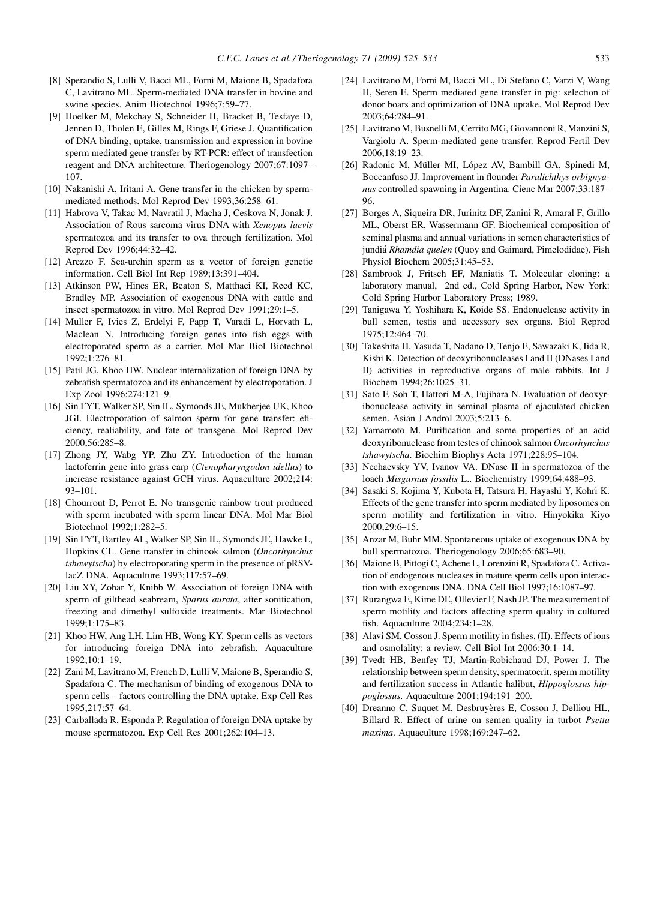[8] Sperandio S, Lulli V, Bacci ML, Forni M, Maione B, Spadafora C, Lavitrano ML. Sperm-mediated DNA transfer in bovine and swine species. Anim Biotechnol 1996;7:59–77.

[9] Hoelker M, Mekchay S, Schneider H, Bracket B, Tesfaye D, Jennen D, Tholen E, Gilles M, Rings F, Griese J. Quantification of DNA binding, uptake, transmission and expression in bovine sperm mediated gene transfer by RT-PCR: effect of transfection reagent and DNA architecture. Theriogenology 2007;67:1097–107.

[10] Nakanishi A, Iritani A. Gene transfer in the chicken by sperm-mediated methods. Mol Reprod Dev 1993;36:258–61.

[11] Habrova V, Takac M, Navratil J, Macha J, Ceskova N, Jonak J. Association of Rous sarcoma virus DNA with *Xenopus laevis* spermatozoa and its transfer to ova through fertilization. Mol Reprod Dev 1996;44:32–42.

[12] Arezzo F. Sea-urchin sperm as a vector of foreign genetic information. Cell Biol Int Rep 1989;13:391–404.

[13] Atkinson PW, Hines ER, Beaton S, Matthaei KI, Reed KC, Bradley MP. Association of exogenous DNA with cattle and insect spermatozoa in vitro. Mol Reprod Dev 1991;29:1–5.

[14] Muller F, Ivies Z, Erdelyi F, Papp T, Varadi L, Horvath L, Maclean N. Introducing foreign genes into fish eggs with electroporated sperm as a carrier. Mol Mar Biol Biotechnol 1992;1:276–81.

[15] Patil JG, Khoo HW. Nuclear internalization of foreign DNA by zebrafish spermatozoa and its enhancement by electroporation. J Exp Zool 1996;274:121–9.

[16] Sin FYT, Walker SP, Sin IL, Symonds JE, Mukherjee UK, Khoo JGI. Electroporation of salmon sperm for gene transfer: eficiency, realiability, and fate of transgene. Mol Reprod Dev 2000;56:285–8.

[17] Zhong JY, Wabg YP, Zhu ZY. Introduction of the human lactoferrin gene into grass carp (*Ctenopharyngodon idellus*) to increase resistance against GCH virus. Aquaculture 2002;214: 93–101.

[18] Chourrout D, Perrot E. No transgenic rainbow trout produced with sperm incubated with sperm linear DNA. Mol Mar Biol Biotechnol 1992;1:282–5.

[19] Sin FYT, Bartley AL, Walker SP, Sin IL, Symonds JE, Hawke L, Hopkins CL. Gene transfer in chinook salmon (*Oncorhynchus tshawytscha*) by electroporating sperm in the presence of pRSV-lacZ DNA. Aquaculture 1993;117:57–69.

[20] Liu XY, Zohar Y, Knibb W. Association of foreign DNA with sperm of gilthead seabream, *Sparus aurata*, after sonification, freezing and dimethyl sulfoxide treatments. Mar Biotechnol 1999;1:175–83.

[21] Khoo HW, Ang LH, Lim HB, Wong KY. Sperm cells as vectors for introducing foreign DNA into zebrafish. Aquaculture 1992;10:1–19.

[22] Zani M, Lavitrano M, French D, Lulli V, Maione B, Sperandio S, Spadafora C. The mechanism of binding of exogenous DNA to sperm cells – factors controlling the DNA uptake. Exp Cell Res 1995;217:57–64.

[23] Carballada R, Esponda P. Regulation of foreign DNA uptake by mouse spermatozoa. Exp Cell Res 2001;262:104–13.

[24] Lavitrano M, Forni M, Bacci ML, Di Stefano C, Varzi V, Wang H, Seren E. Sperm mediated gene transfer in pig: selection of donor boars and optimization of DNA uptake. Mol Reprod Dev 2003;64:284–91.

[25] Lavitrano M, Busnelli M, Cerrito MG, Giovannoni R, Manzini S, Vargiolu A. Sperm-mediated gene transfer. Reprod Fertil Dev 2006;18:19–23.

[26] Radonic M, Müller MI, López AV, Bambill GA, Spinedi M, Boccanfuso JJ. Improvement in flounder *Paralichthys orbignyanus* controlled spawning in Argentina. Cienc Mar 2007;33:187–96.

[27] Borges A, Siqueira DR, Jurinitz DF, Zanini R, Amaral F, Grillo ML, Oberst ER, Wassermann GF. Biochemical composition of seminal plasma and annual variations in semen characteristics of jundiá *Rhamdia quelen* (Quoy and Gaimard, Pimelodidae). Fish Physiol Biochem 2005;31:45–53.

[28] Sambrook J, Fritsch EF, Maniatis T. Molecular cloning: a laboratory manual, 2nd ed., Cold Spring Harbor, New York: Cold Spring Harbor Laboratory Press; 1989.

[29] Tanigawa Y, Yoshihara K, Koide SS. Endonuclease activity in bull semen, testis and accessory sex organs. Biol Reprod 1975;12:464–70.

[30] Takeshita H, Yasuda T, Nadano D, Tenjo E, Sawazaki K, Iida R, Kishi K. Detection of deoxyribonucleases I and II (DNases I and II) activities in reproductive organs of male rabbits. Int J Biochem 1994;26:1025–31.

[31] Sato F, Soh T, Hattori M-A, Fujihara N. Evaluation of deoxyribonuclease activity in seminal plasma of ejaculated chicken semen. Asian J Androl 2003;5:213–6.

[32] Yamamoto M. Purification and some properties of an acid deoxyribonuclease from testes of chinook salmon *Oncorhynchus tshawytscha*. Biochim Biophys Acta 1971;228:95–104.

[33] Nechaevsky YV, Ivanov VA. DNase II in spermatozoa of the loach *Misgurnus fossilis* L.. Biochemistry 1999;64:488–93.

[34] Sasaki S, Kojima Y, Kubota H, Tatsura H, Hayashi Y, Kohri K. Effects of the gene transfer into sperm mediated by liposomes on sperm motility and fertilization in vitro. Hinyokika Kiyo 2000;29:6–15.

[35] Anzar M, Buhr MM. Spontaneous uptake of exogenous DNA by bull spermatozoa. Theriogenology 2006;65:683–90.

[36] Maione B, Pittogi C, Achene L, Lorenzini R, Spadafora C. Activation of endogenous nucleases in mature sperm cells upon interaction with exogenous DNA. DNA Cell Biol 1997;16:1087–97.

[37] Rurangwa E, Kime DE, Ollevier F, Nash JP. The measurement of sperm motility and factors affecting sperm quality in cultured fish. Aquaculture 2004;234:1–28.

[38] Alavi SM, Cosson J. Sperm motility in fishes. (II). Effects of ions and osmolality: a review. Cell Biol Int 2006;30:1–14.

[39] Tvedt HB, Benfey TJ, Martin-Robichaud DJ, Power J. The relationship between sperm density, spermatocrit, sperm motility and fertilization success in Atlantic halibut, *Hippoglossus hippoglossus*. Aquaculture 2001;194:191–200.

[40] Dreanno C, Suquet M, Desbruyères E, Cosson J, Delliou HL, Billard R. Effect of urine on semen quality in turbot *Psetta maxima*. Aquaculture 1998;169:247–62.